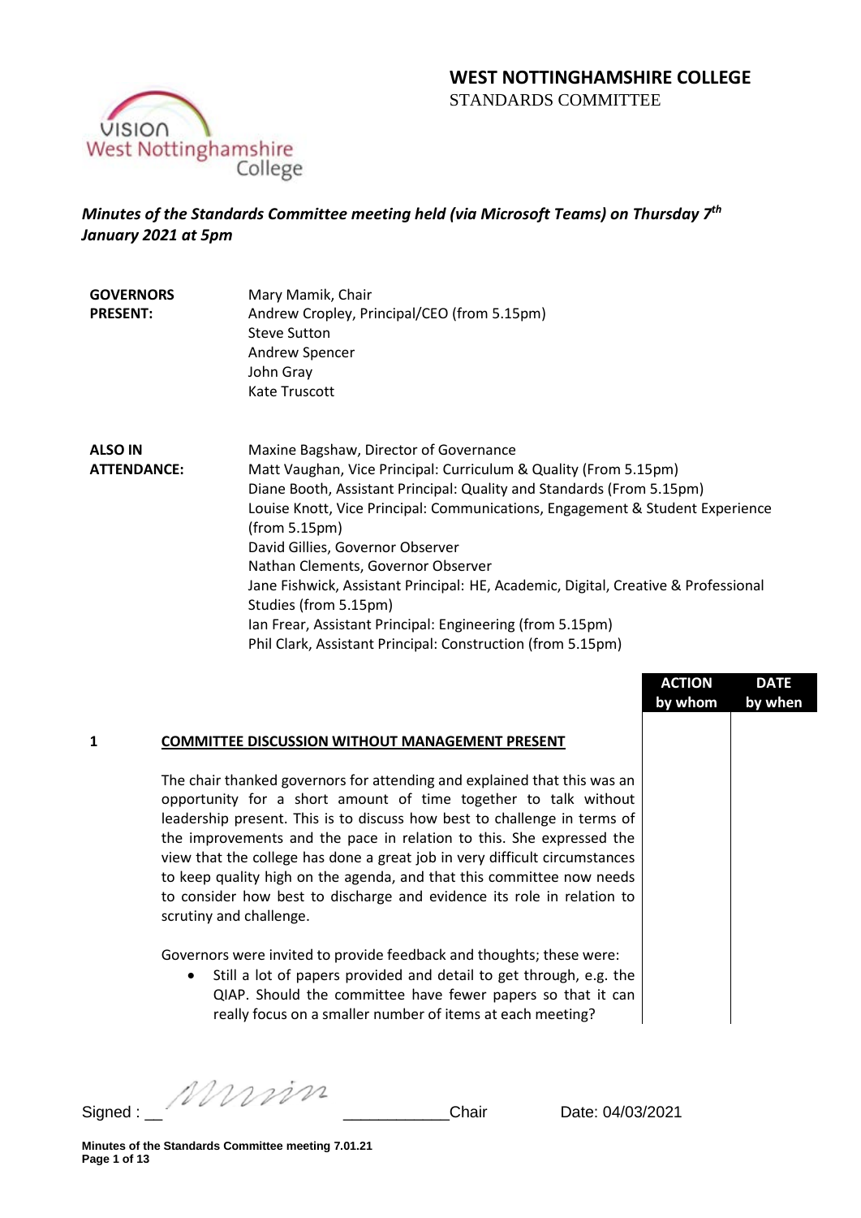# WEST NOTTINGHAMSHIRE COLLEGE
STANDARDS COMMITTEE

*Minutes of the Standards Committee meeting held (via Microsoft Teams) on Thursday 7th January 2021 at 5pm*

| | |
|---|---|
| **GOVERNORS PRESENT:** | Mary Mamik, Chair<br>Andrew Cropley, Principal/CEO (from 5.15pm)<br>Steve Sutton<br>Andrew Spencer<br>John Gray<br>Kate Truscott |
| **ALSO IN ATTENDANCE:** | Maxine Bagshaw, Director of Governance<br>Matt Vaughan, Vice Principal: Curriculum & Quality (From 5.15pm)<br>Diane Booth, Assistant Principal: Quality and Standards (From 5.15pm)<br>Louise Knott, Vice Principal: Communications, Engagement & Student Experience (from 5.15pm)<br>David Gillies, Governor Observer<br>Nathan Clements, Governor Observer<br>Jane Fishwick, Assistant Principal: HE, Academic, Digital, Creative & Professional Studies (from 5.15pm)<br>Ian Frear, Assistant Principal: Engineering (from 5.15pm)<br>Phil Clark, Assistant Principal: Construction (from 5.15pm) |

| | | ACTION by whom | DATE by when |
|---|---|---|---|
| **1** | **COMMITTEE DISCUSSION WITHOUT MANAGEMENT PRESENT** | | |

The chair thanked governors for attending and explained that this was an opportunity for a short amount of time together to talk without leadership present. This is to discuss how best to challenge in terms of the improvements and the pace in relation to this. She expressed the view that the college has done a great job in very difficult circumstances to keep quality high on the agenda, and that this committee now needs to consider how best to discharge and evidence its role in relation to scrutiny and challenge.

Governors were invited to provide feedback and thoughts; these were:

- Still a lot of papers provided and detail to get through, e.g. the QIAP. Should the committee have fewer papers so that it can really focus on a smaller number of items at each meeting?

Signed : Mmin ____________Chair Date: 04/03/2021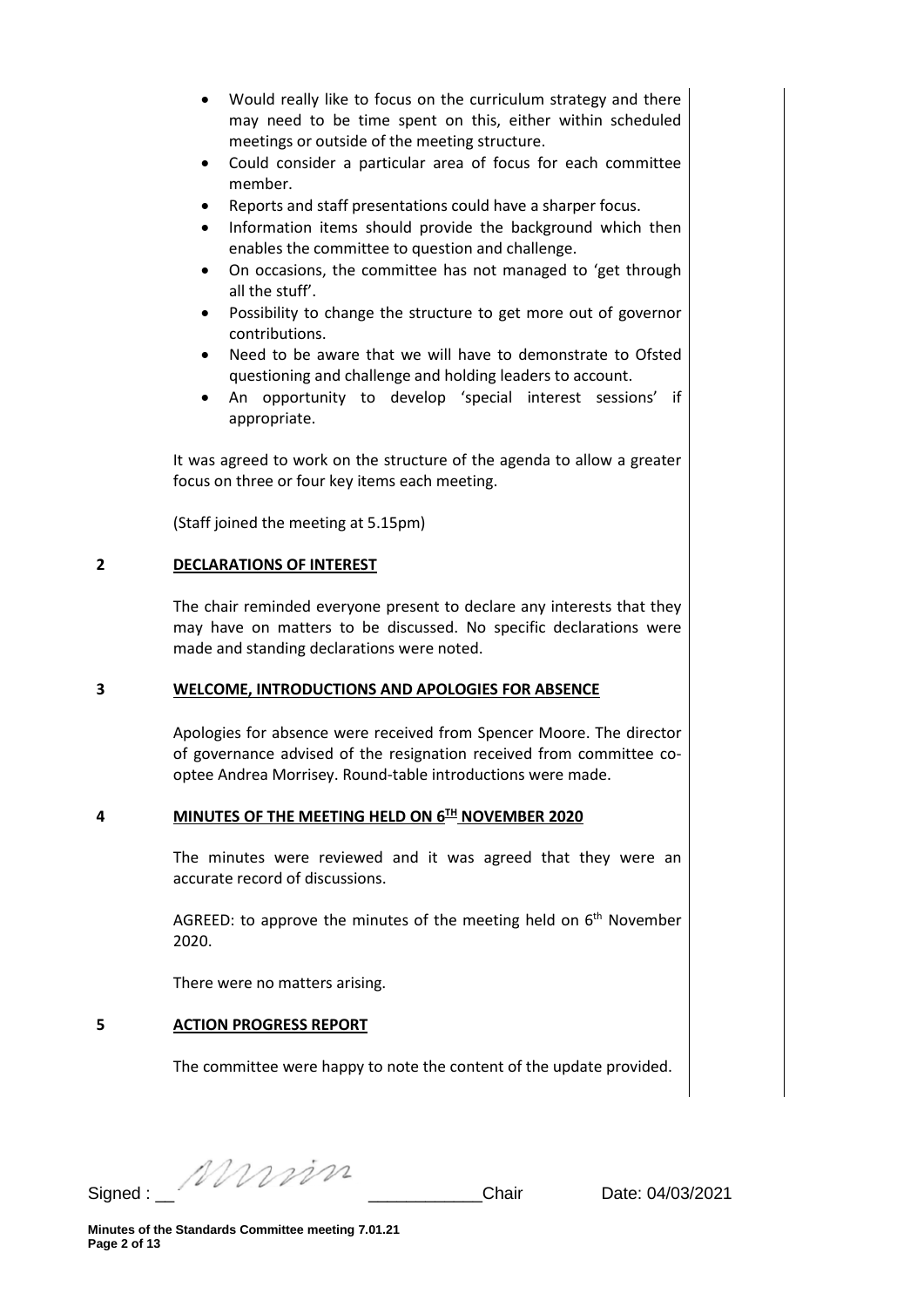- Would really like to focus on the curriculum strategy and there may need to be time spent on this, either within scheduled meetings or outside of the meeting structure.
- Could consider a particular area of focus for each committee member.
- Reports and staff presentations could have a sharper focus.
- Information items should provide the background which then enables the committee to question and challenge.
- On occasions, the committee has not managed to 'get through all the stuff'.
- Possibility to change the structure to get more out of governor contributions.
- Need to be aware that we will have to demonstrate to Ofsted questioning and challenge and holding leaders to account.
- An opportunity to develop 'special interest sessions' if appropriate.

It was agreed to work on the structure of the agenda to allow a greater focus on three or four key items each meeting.

(Staff joined the meeting at 5.15pm)

## 2 DECLARATIONS OF INTEREST

The chair reminded everyone present to declare any interests that they may have on matters to be discussed. No specific declarations were made and standing declarations were noted.

## 3 WELCOME, INTRODUCTIONS AND APOLOGIES FOR ABSENCE

Apologies for absence were received from Spencer Moore. The director of governance advised of the resignation received from committee co-optee Andrea Morrisey. Round-table introductions were made.

## 4 MINUTES OF THE MEETING HELD ON 6TH NOVEMBER 2020

The minutes were reviewed and it was agreed that they were an accurate record of discussions.

AGREED: to approve the minutes of the meeting held on 6th November 2020.

There were no matters arising.

## 5 ACTION PROGRESS REPORT

The committee were happy to note the content of the update provided.

Signed : ____________ Chair Date: 04/03/2021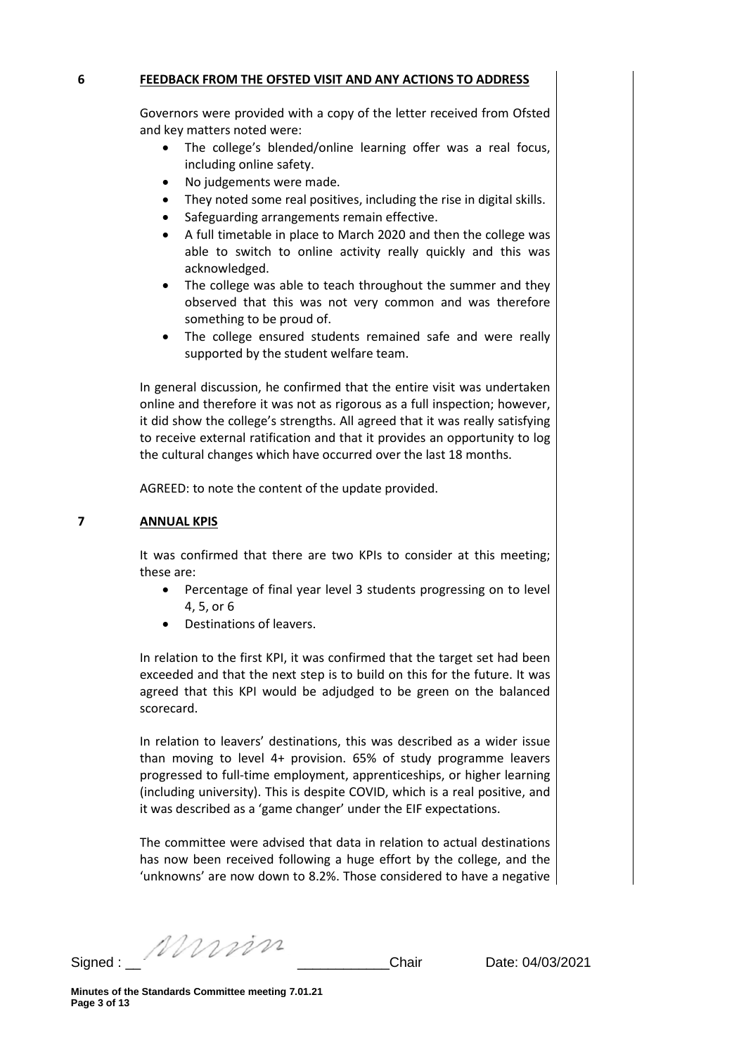## 6 FEEDBACK FROM THE OFSTED VISIT AND ANY ACTIONS TO ADDRESS

Governors were provided with a copy of the letter received from Ofsted and key matters noted were:

- The college's blended/online learning offer was a real focus, including online safety.
- No judgements were made.
- They noted some real positives, including the rise in digital skills.
- Safeguarding arrangements remain effective.
- A full timetable in place to March 2020 and then the college was able to switch to online activity really quickly and this was acknowledged.
- The college was able to teach throughout the summer and they observed that this was not very common and was therefore something to be proud of.
- The college ensured students remained safe and were really supported by the student welfare team.

In general discussion, he confirmed that the entire visit was undertaken online and therefore it was not as rigorous as a full inspection; however, it did show the college's strengths. All agreed that it was really satisfying to receive external ratification and that it provides an opportunity to log the cultural changes which have occurred over the last 18 months.

AGREED: to note the content of the update provided.

## 7 ANNUAL KPIS

It was confirmed that there are two KPIs to consider at this meeting; these are:

- Percentage of final year level 3 students progressing on to level 4, 5, or 6
- Destinations of leavers.

In relation to the first KPI, it was confirmed that the target set had been exceeded and that the next step is to build on this for the future. It was agreed that this KPI would be adjudged to be green on the balanced scorecard.

In relation to leavers' destinations, this was described as a wider issue than moving to level 4+ provision. 65% of study programme leavers progressed to full-time employment, apprenticeships, or higher learning (including university). This is despite COVID, which is a real positive, and it was described as a 'game changer' under the EIF expectations.

The committee were advised that data in relation to actual destinations has now been received following a huge effort by the college, and the 'unknowns' are now down to 8.2%. Those considered to have a negative

Signed : ____________ Chair Date: 04/03/2021

Minutes of the Standards Committee meeting 7.01.21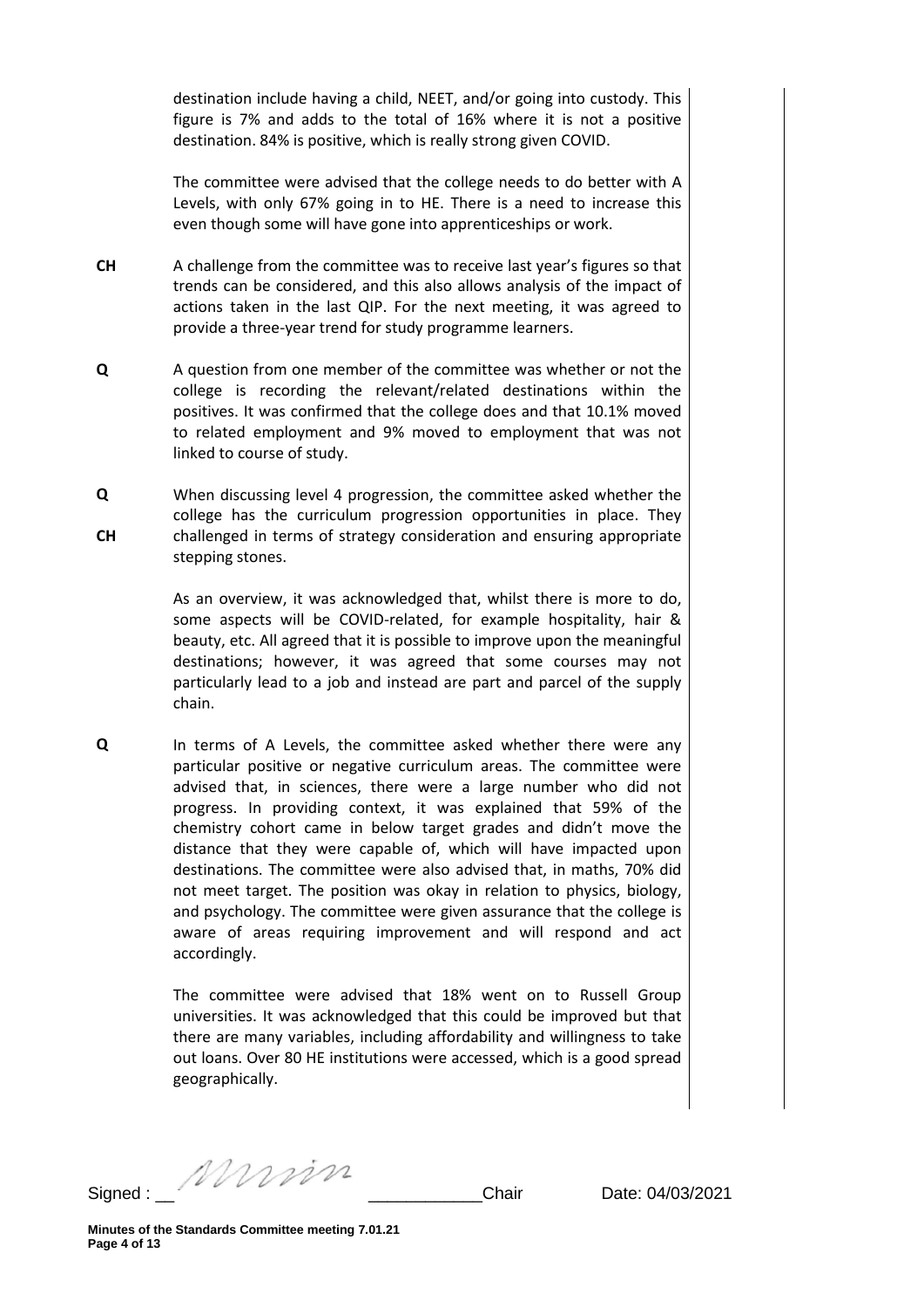destination include having a child, NEET, and/or going into custody. This figure is 7% and adds to the total of 16% where it is not a positive destination. 84% is positive, which is really strong given COVID.

The committee were advised that the college needs to do better with A Levels, with only 67% going in to HE. There is a need to increase this even though some will have gone into apprenticeships or work.

**CH** A challenge from the committee was to receive last year's figures so that trends can be considered, and this also allows analysis of the impact of actions taken in the last QIP. For the next meeting, it was agreed to provide a three-year trend for study programme learners.

**Q** A question from one member of the committee was whether or not the college is recording the relevant/related destinations within the positives. It was confirmed that the college does and that 10.1% moved to related employment and 9% moved to employment that was not linked to course of study.

**Q**
**CH** When discussing level 4 progression, the committee asked whether the college has the curriculum progression opportunities in place. They challenged in terms of strategy consideration and ensuring appropriate stepping stones.

As an overview, it was acknowledged that, whilst there is more to do, some aspects will be COVID-related, for example hospitality, hair & beauty, etc. All agreed that it is possible to improve upon the meaningful destinations; however, it was agreed that some courses may not particularly lead to a job and instead are part and parcel of the supply chain.

**Q** In terms of A Levels, the committee asked whether there were any particular positive or negative curriculum areas. The committee were advised that, in sciences, there were a large number who did not progress. In providing context, it was explained that 59% of the chemistry cohort came in below target grades and didn't move the distance that they were capable of, which will have impacted upon destinations. The committee were also advised that, in maths, 70% did not meet target. The position was okay in relation to physics, biology, and psychology. The committee were given assurance that the college is aware of areas requiring improvement and will respond and act accordingly.

The committee were advised that 18% went on to Russell Group universities. It was acknowledged that this could be improved but that there are many variables, including affordability and willingness to take out loans. Over 80 HE institutions were accessed, which is a good spread geographically.

Signed : ____________________Chair Date: 04/03/2021

**Minutes of the Standards Committee meeting 7.01.21**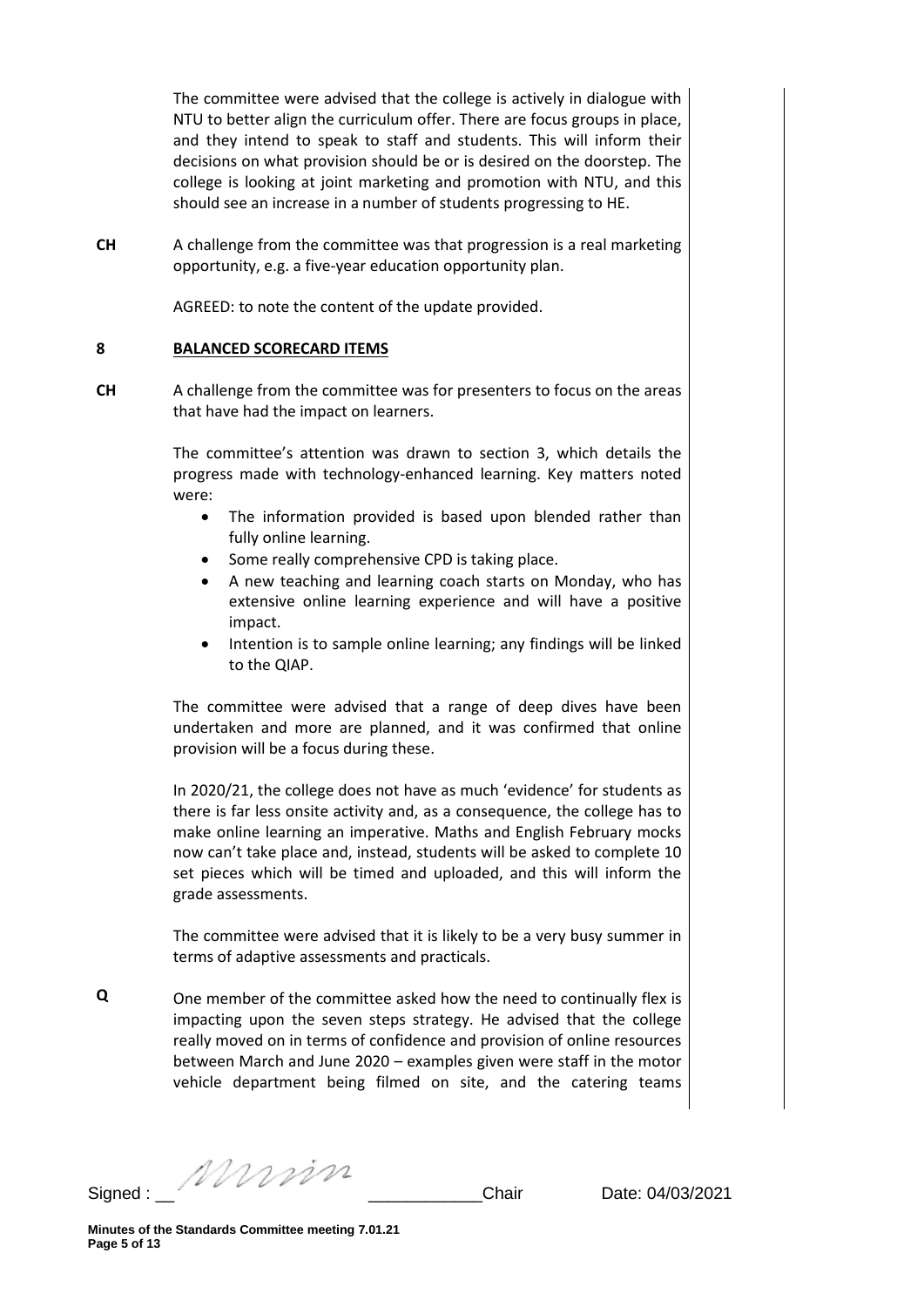The committee were advised that the college is actively in dialogue with NTU to better align the curriculum offer. There are focus groups in place, and they intend to speak to staff and students. This will inform their decisions on what provision should be or is desired on the doorstep. The college is looking at joint marketing and promotion with NTU, and this should see an increase in a number of students progressing to HE.

**CH** A challenge from the committee was that progression is a real marketing opportunity, e.g. a five-year education opportunity plan.

AGREED: to note the content of the update provided.

## 8 BALANCED SCORECARD ITEMS

**CH** A challenge from the committee was for presenters to focus on the areas that have had the impact on learners.

The committee's attention was drawn to section 3, which details the progress made with technology-enhanced learning. Key matters noted were:

- The information provided is based upon blended rather than fully online learning.
- Some really comprehensive CPD is taking place.
- A new teaching and learning coach starts on Monday, who has extensive online learning experience and will have a positive impact.
- Intention is to sample online learning; any findings will be linked to the QIAP.

The committee were advised that a range of deep dives have been undertaken and more are planned, and it was confirmed that online provision will be a focus during these.

In 2020/21, the college does not have as much 'evidence' for students as there is far less onsite activity and, as a consequence, the college has to make online learning an imperative. Maths and English February mocks now can't take place and, instead, students will be asked to complete 10 set pieces which will be timed and uploaded, and this will inform the grade assessments.

The committee were advised that it is likely to be a very busy summer in terms of adaptive assessments and practicals.

**Q** One member of the committee asked how the need to continually flex is impacting upon the seven steps strategy. He advised that the college really moved on in terms of confidence and provision of online resources between March and June 2020 – examples given were staff in the motor vehicle department being filmed on site, and the catering teams

Signed : \_\_\_\_\_\_\_\_\_\_\_\_ Chair Date: 04/03/2021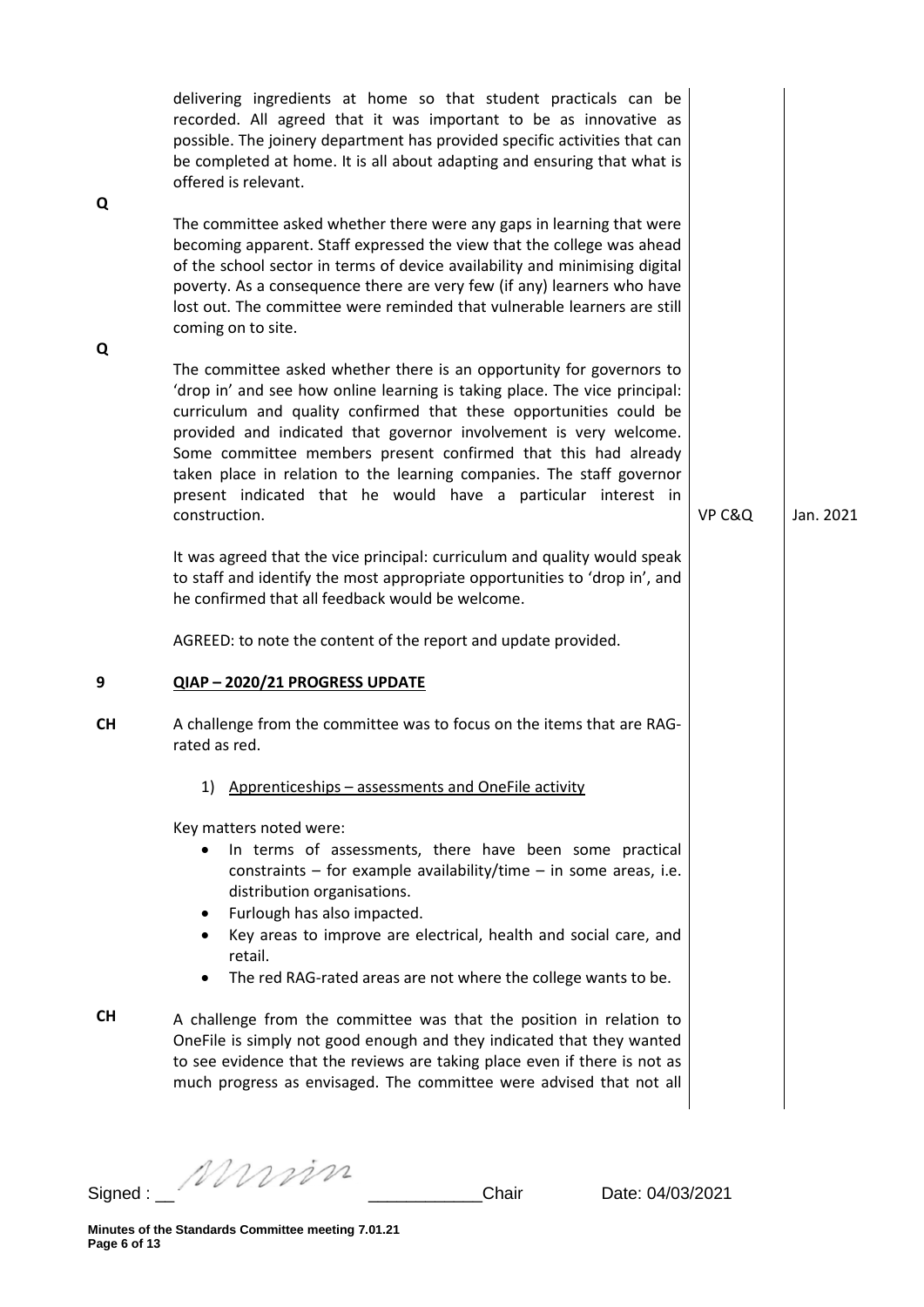delivering ingredients at home so that student practicals can be recorded. All agreed that it was important to be as innovative as possible. The joinery department has provided specific activities that can be completed at home. It is all about adapting and ensuring that what is offered is relevant.

**Q** The committee asked whether there were any gaps in learning that were becoming apparent. Staff expressed the view that the college was ahead of the school sector in terms of device availability and minimising digital poverty. As a consequence there are very few (if any) learners who have lost out. The committee were reminded that vulnerable learners are still coming on to site.

**Q** The committee asked whether there is an opportunity for governors to 'drop in' and see how online learning is taking place. The vice principal: curriculum and quality confirmed that these opportunities could be provided and indicated that governor involvement is very welcome. Some committee members present confirmed that this had already taken place in relation to the learning companies. The staff governor present indicated that he would have a particular interest in construction. — **VP C&Q** — **Jan. 2021**

It was agreed that the vice principal: curriculum and quality would speak to staff and identify the most appropriate opportunities to 'drop in', and he confirmed that all feedback would be welcome.

AGREED: to note the content of the report and update provided.

## 9 QIAP – 2020/21 PROGRESS UPDATE

**CH** A challenge from the committee was to focus on the items that are RAG-rated as red.

1) Apprenticeships – assessments and OneFile activity

Key matters noted were:

- In terms of assessments, there have been some practical constraints – for example availability/time – in some areas, i.e. distribution organisations.
- Furlough has also impacted.
- Key areas to improve are electrical, health and social care, and retail.
- The red RAG-rated areas are not where the college wants to be.

**CH** A challenge from the committee was that the position in relation to OneFile is simply not good enough and they indicated that they wanted to see evidence that the reviews are taking place even if there is not as much progress as envisaged. The committee were advised that not all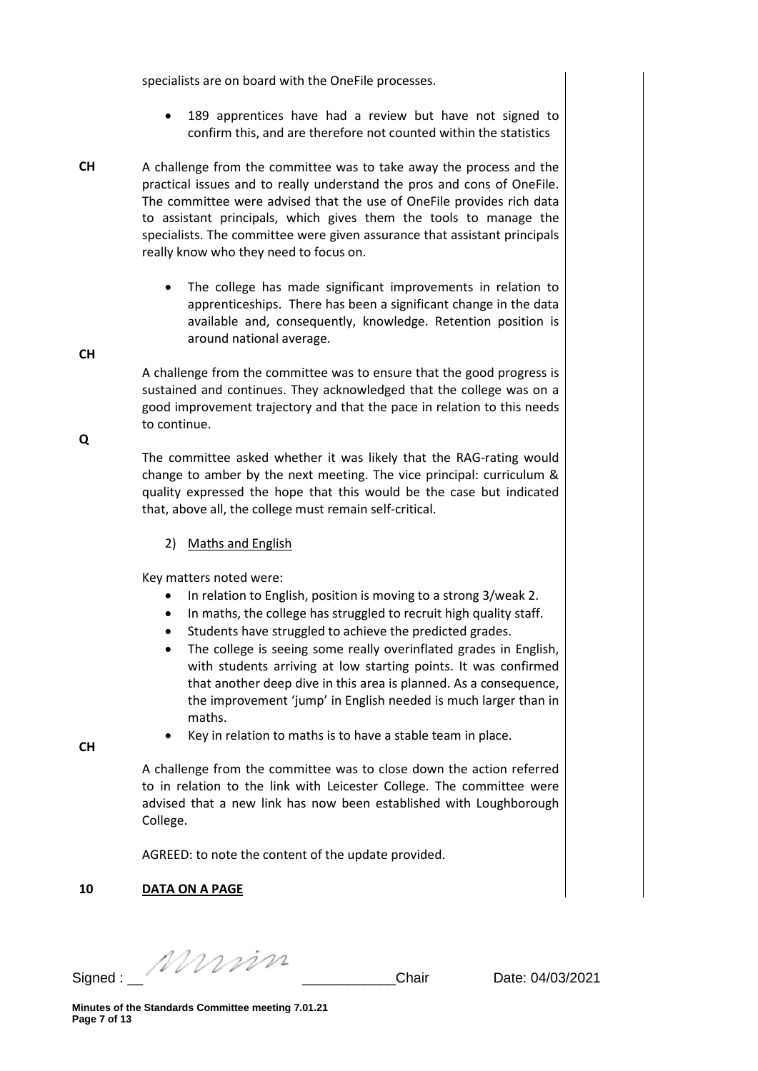specialists are on board with the OneFile processes.

- 189 apprentices have had a review but have not signed to confirm this, and are therefore not counted within the statistics

**CH** A challenge from the committee was to take away the process and the practical issues and to really understand the pros and cons of OneFile. The committee were advised that the use of OneFile provides rich data to assistant principals, which gives them the tools to manage the specialists. The committee were given assurance that assistant principals really know who they need to focus on.

- The college has made significant improvements in relation to apprenticeships. There has been a significant change in the data available and, consequently, knowledge. Retention position is around national average.

**CH** A challenge from the committee was to ensure that the good progress is sustained and continues. They acknowledged that the college was on a good improvement trajectory and that the pace in relation to this needs to continue.

**Q** The committee asked whether it was likely that the RAG-rating would change to amber by the next meeting. The vice principal: curriculum & quality expressed the hope that this would be the case but indicated that, above all, the college must remain self-critical.

2) Maths and English

Key matters noted were:

- In relation to English, position is moving to a strong 3/weak 2.
- In maths, the college has struggled to recruit high quality staff.
- Students have struggled to achieve the predicted grades.
- The college is seeing some really overinflated grades in English, with students arriving at low starting points. It was confirmed that another deep dive in this area is planned. As a consequence, the improvement 'jump' in English needed is much larger than in maths.
- Key in relation to maths is to have a stable team in place.

**CH** A challenge from the committee was to close down the action referred to in relation to the link with Leicester College. The committee were advised that a new link has now been established with Loughborough College.

AGREED: to note the content of the update provided.

## 10 DATA ON A PAGE

Signed : ____________ Chair Date: 04/03/2021

Minutes of the Standards Committee meeting 7.01.21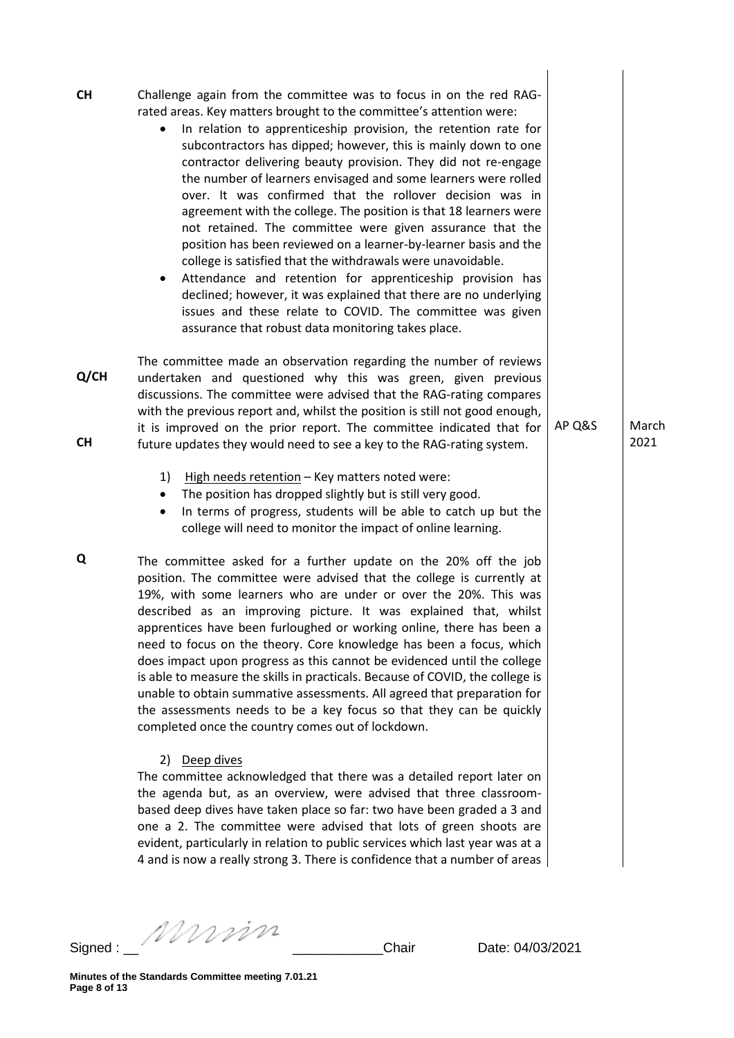| | | | |
|---|---|---|---|
| **CH** | Challenge again from the committee was to focus in on the red RAG-rated areas. Key matters brought to the committee's attention were:<br>• In relation to apprenticeship provision, the retention rate for subcontractors has dipped; however, this is mainly down to one contractor delivering beauty provision. They did not re-engage the number of learners envisaged and some learners were rolled over. It was confirmed that the rollover decision was in agreement with the college. The position is that 18 learners were not retained. The committee were given assurance that the position has been reviewed on a learner-by-learner basis and the college is satisfied that the withdrawals were unavoidable.<br>• Attendance and retention for apprenticeship provision has declined; however, it was explained that there are no underlying issues and these relate to COVID. The committee was given assurance that robust data monitoring takes place. | | |
| **Q/CH**<br><br>**CH** | The committee made an observation regarding the number of reviews undertaken and questioned why this was green, given previous discussions. The committee were advised that the RAG-rating compares with the previous report and, whilst the position is still not good enough, it is improved on the prior report. The committee indicated that for future updates they would need to see a key to the RAG-rating system. | AP Q&S | March 2021 |
| | 1) High needs retention – Key matters noted were:<br>• The position has dropped slightly but is still very good.<br>• In terms of progress, students will be able to catch up but the college will need to monitor the impact of online learning. | | |
| **Q** | The committee asked for a further update on the 20% off the job position. The committee were advised that the college is currently at 19%, with some learners who are under or over the 20%. This was described as an improving picture. It was explained that, whilst apprentices have been furloughed or working online, there has been a need to focus on the theory. Core knowledge has been a focus, which does impact upon progress as this cannot be evidenced until the college is able to measure the skills in practicals. Because of COVID, the college is unable to obtain summative assessments. All agreed that preparation for the assessments needs to be a key focus so that they can be quickly completed once the country comes out of lockdown. | | |
| | 2) Deep dives<br>The committee acknowledged that there was a detailed report later on the agenda but, as an overview, were advised that three classroom-based deep dives have taken place so far: two have been graded a 3 and one a 2. The committee were advised that lots of green shoots are evident, particularly in relation to public services which last year was at a 4 and is now a really strong 3. There is confidence that a number of areas | | |

Signed : ________________ Chair Date: 04/03/2021

Minutes of the Standards Committee meeting 7.01.21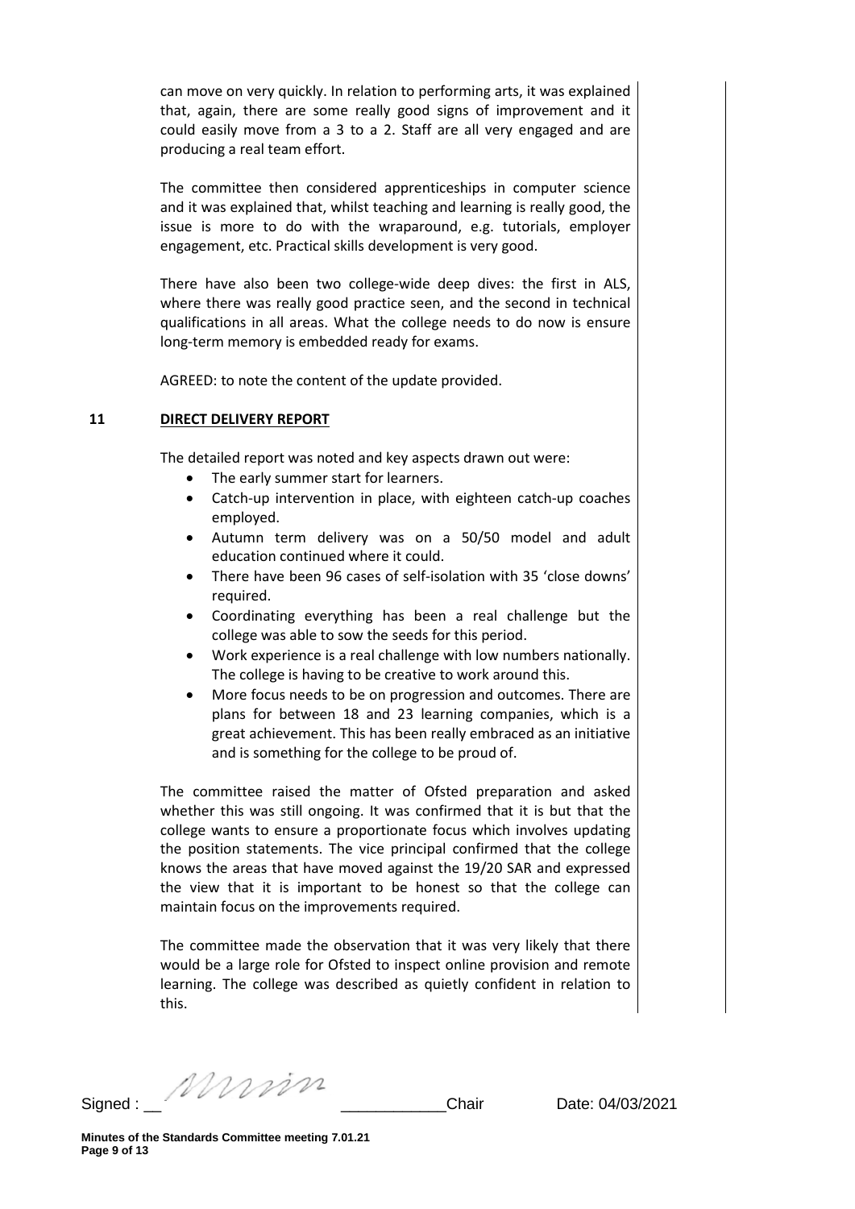can move on very quickly. In relation to performing arts, it was explained that, again, there are some really good signs of improvement and it could easily move from a 3 to a 2. Staff are all very engaged and are producing a real team effort.

The committee then considered apprenticeships in computer science and it was explained that, whilst teaching and learning is really good, the issue is more to do with the wraparound, e.g. tutorials, employer engagement, etc. Practical skills development is very good.

There have also been two college-wide deep dives: the first in ALS, where there was really good practice seen, and the second in technical qualifications in all areas. What the college needs to do now is ensure long-term memory is embedded ready for exams.

AGREED: to note the content of the update provided.

## 11 DIRECT DELIVERY REPORT

The detailed report was noted and key aspects drawn out were:

- The early summer start for learners.
- Catch-up intervention in place, with eighteen catch-up coaches employed.
- Autumn term delivery was on a 50/50 model and adult education continued where it could.
- There have been 96 cases of self-isolation with 35 'close downs' required.
- Coordinating everything has been a real challenge but the college was able to sow the seeds for this period.
- Work experience is a real challenge with low numbers nationally. The college is having to be creative to work around this.
- More focus needs to be on progression and outcomes. There are plans for between 18 and 23 learning companies, which is a great achievement. This has been really embraced as an initiative and is something for the college to be proud of.

The committee raised the matter of Ofsted preparation and asked whether this was still ongoing. It was confirmed that it is but that the college wants to ensure a proportionate focus which involves updating the position statements. The vice principal confirmed that the college knows the areas that have moved against the 19/20 SAR and expressed the view that it is important to be honest so that the college can maintain focus on the improvements required.

The committee made the observation that it was very likely that there would be a large role for Ofsted to inspect online provision and remote learning. The college was described as quietly confident in relation to this.

Signed : ____________ Chair Date: 04/03/2021

Minutes of the Standards Committee meeting 7.01.21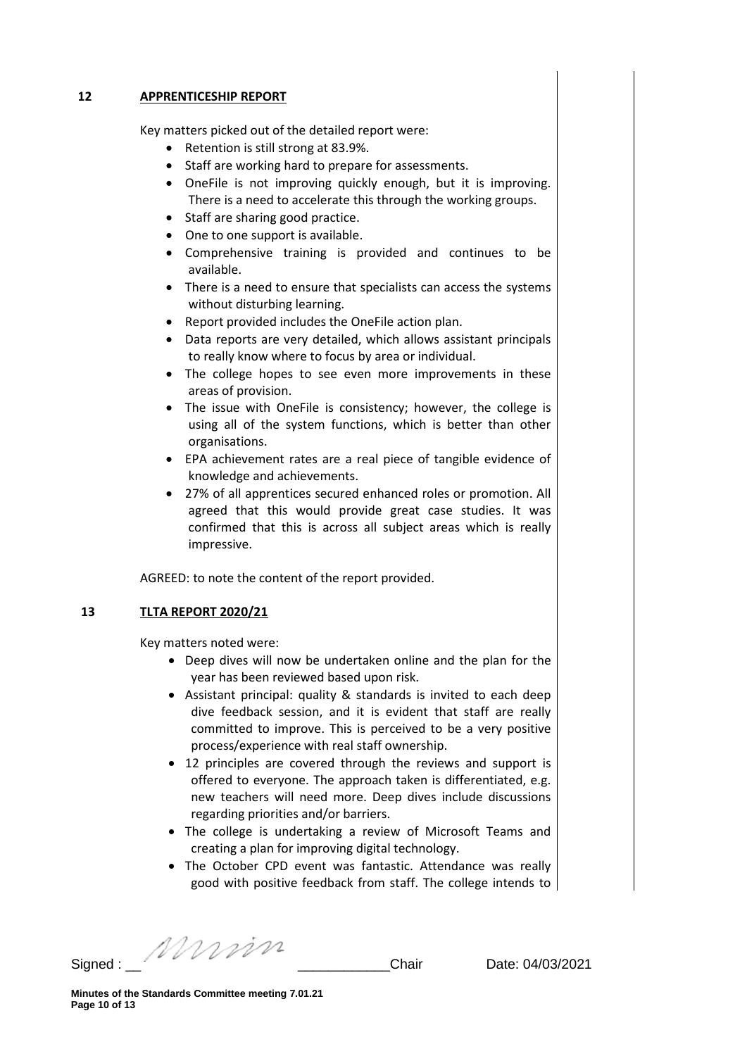## 12 APPRENTICESHIP REPORT

Key matters picked out of the detailed report were:

- Retention is still strong at 83.9%.
- Staff are working hard to prepare for assessments.
- OneFile is not improving quickly enough, but it is improving. There is a need to accelerate this through the working groups.
- Staff are sharing good practice.
- One to one support is available.
- Comprehensive training is provided and continues to be available.
- There is a need to ensure that specialists can access the systems without disturbing learning.
- Report provided includes the OneFile action plan.
- Data reports are very detailed, which allows assistant principals to really know where to focus by area or individual.
- The college hopes to see even more improvements in these areas of provision.
- The issue with OneFile is consistency; however, the college is using all of the system functions, which is better than other organisations.
- EPA achievement rates are a real piece of tangible evidence of knowledge and achievements.
- 27% of all apprentices secured enhanced roles or promotion. All agreed that this would provide great case studies. It was confirmed that this is across all subject areas which is really impressive.

AGREED: to note the content of the report provided.

## 13 TLTA REPORT 2020/21

Key matters noted were:

- Deep dives will now be undertaken online and the plan for the year has been reviewed based upon risk.
- Assistant principal: quality & standards is invited to each deep dive feedback session, and it is evident that staff are really committed to improve. This is perceived to be a very positive process/experience with real staff ownership.
- 12 principles are covered through the reviews and support is offered to everyone. The approach taken is differentiated, e.g. new teachers will need more. Deep dives include discussions regarding priorities and/or barriers.
- The college is undertaking a review of Microsoft Teams and creating a plan for improving digital technology.
- The October CPD event was fantastic. Attendance was really good with positive feedback from staff. The college intends to

Signed : ____________ Chair Date: 04/03/2021

**Minutes of the Standards Committee meeting 7.01.21**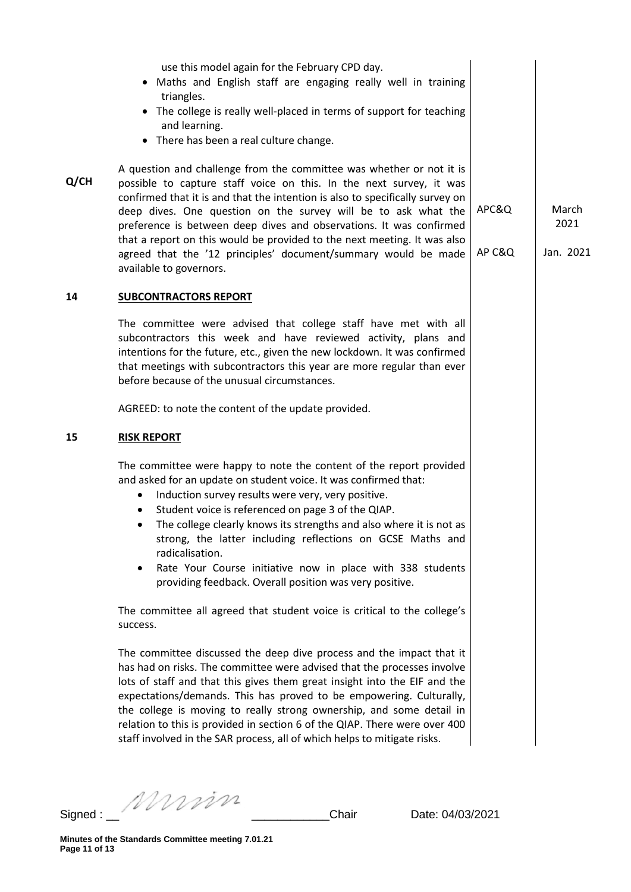use this model again for the February CPD day.

- Maths and English staff are engaging really well in training triangles.
- The college is really well-placed in terms of support for teaching and learning.
- There has been a real culture change.

**Q/CH** A question and challenge from the committee was whether or not it is possible to capture staff voice on this. In the next survey, it was confirmed that it is and that the intention is also to specifically survey on deep dives. One question on the survey will be to ask what the preference is between deep dives and observations. It was confirmed that a report on this would be provided to the next meeting. It was also agreed that the '12 principles' document/summary would be made available to governors.

| Action | Date |
|---|---|
| APC&Q | March 2021 |
| AP C&Q | Jan. 2021 |

## 14 SUBCONTRACTORS REPORT

The committee were advised that college staff have met with all subcontractors this week and have reviewed activity, plans and intentions for the future, etc., given the new lockdown. It was confirmed that meetings with subcontractors this year are more regular than ever before because of the unusual circumstances.

AGREED: to note the content of the update provided.

## 15 RISK REPORT

The committee were happy to note the content of the report provided and asked for an update on student voice. It was confirmed that:

- Induction survey results were very, very positive.
- Student voice is referenced on page 3 of the QIAP.
- The college clearly knows its strengths and also where it is not as strong, the latter including reflections on GCSE Maths and radicalisation.
- Rate Your Course initiative now in place with 338 students providing feedback. Overall position was very positive.

The committee all agreed that student voice is critical to the college's success.

The committee discussed the deep dive process and the impact that it has had on risks. The committee were advised that the processes involve lots of staff and that this gives them great insight into the EIF and the expectations/demands. This has proved to be empowering. Culturally, the college is moving to really strong ownership, and some detail in relation to this is provided in section 6 of the QIAP. There were over 400 staff involved in the SAR process, all of which helps to mitigate risks.

Signed : ____________Chair Date: 04/03/2021

Minutes of the Standards Committee meeting 7.01.21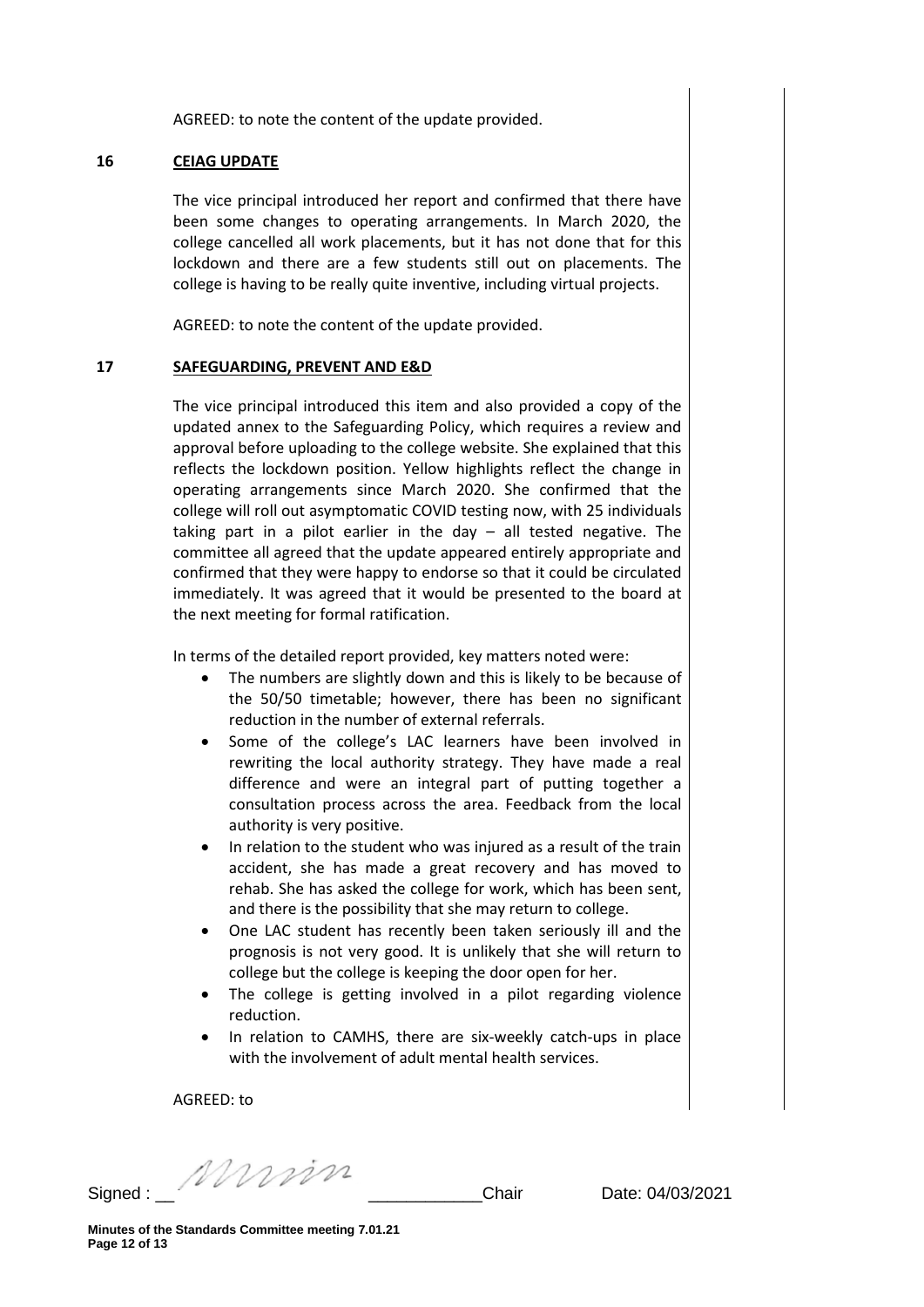AGREED: to note the content of the update provided.

## 16 CEIAG UPDATE

The vice principal introduced her report and confirmed that there have been some changes to operating arrangements. In March 2020, the college cancelled all work placements, but it has not done that for this lockdown and there are a few students still out on placements. The college is having to be really quite inventive, including virtual projects.

AGREED: to note the content of the update provided.

## 17 SAFEGUARDING, PREVENT AND E&D

The vice principal introduced this item and also provided a copy of the updated annex to the Safeguarding Policy, which requires a review and approval before uploading to the college website. She explained that this reflects the lockdown position. Yellow highlights reflect the change in operating arrangements since March 2020. She confirmed that the college will roll out asymptomatic COVID testing now, with 25 individuals taking part in a pilot earlier in the day – all tested negative. The committee all agreed that the update appeared entirely appropriate and confirmed that they were happy to endorse so that it could be circulated immediately. It was agreed that it would be presented to the board at the next meeting for formal ratification.

In terms of the detailed report provided, key matters noted were:

- The numbers are slightly down and this is likely to be because of the 50/50 timetable; however, there has been no significant reduction in the number of external referrals.
- Some of the college's LAC learners have been involved in rewriting the local authority strategy. They have made a real difference and were an integral part of putting together a consultation process across the area. Feedback from the local authority is very positive.
- In relation to the student who was injured as a result of the train accident, she has made a great recovery and has moved to rehab. She has asked the college for work, which has been sent, and there is the possibility that she may return to college.
- One LAC student has recently been taken seriously ill and the prognosis is not very good. It is unlikely that she will return to college but the college is keeping the door open for her.
- The college is getting involved in a pilot regarding violence reduction.
- In relation to CAMHS, there are six-weekly catch-ups in place with the involvement of adult mental health services.

AGREED: to

Signed : ____________________Chair Date: 04/03/2021

Minutes of the Standards Committee meeting 7.01.21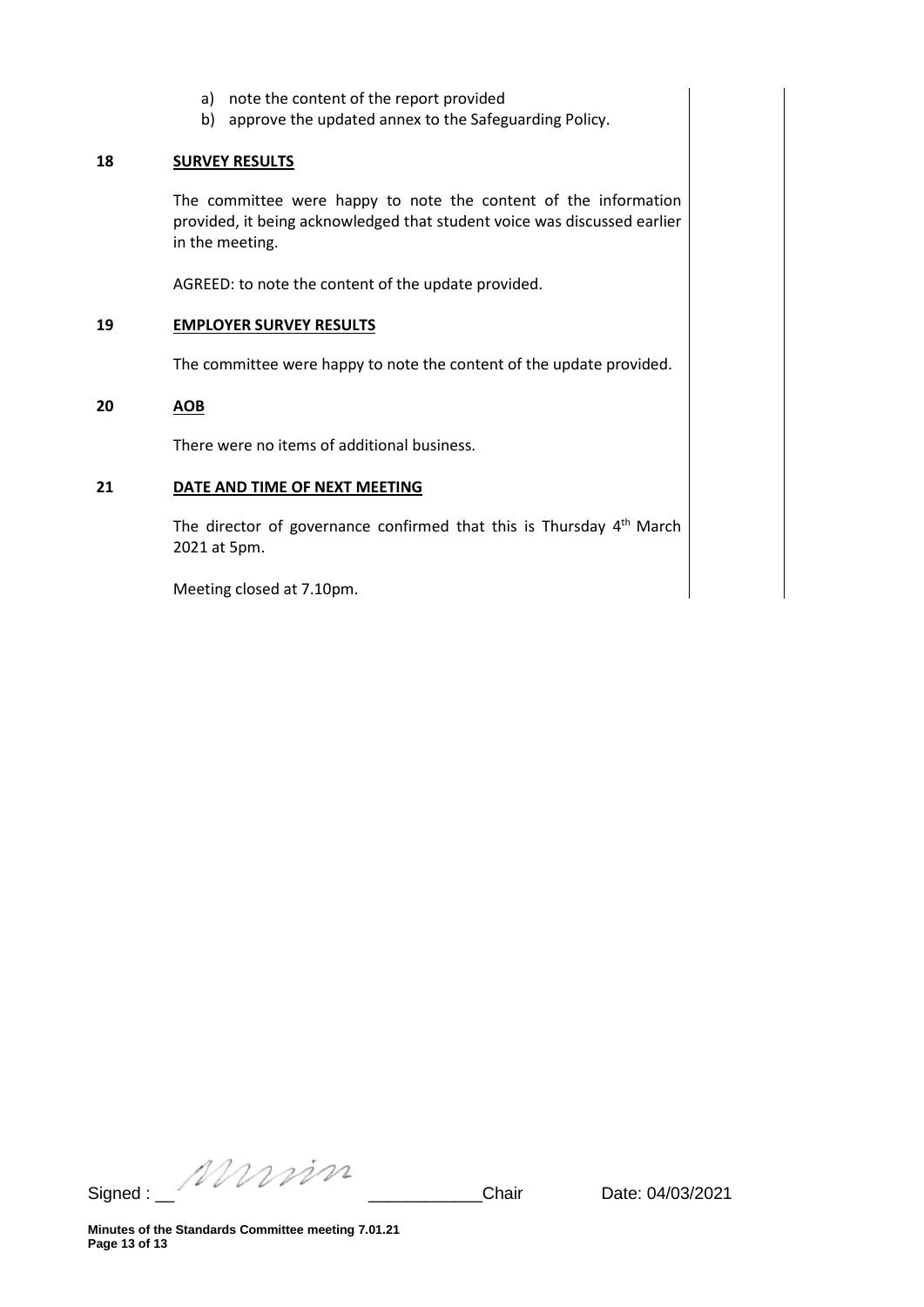a) note the content of the report provided
b) approve the updated annex to the Safeguarding Policy.

**18 SURVEY RESULTS**

The committee were happy to note the content of the information provided, it being acknowledged that student voice was discussed earlier in the meeting.

AGREED: to note the content of the update provided.

**19 EMPLOYER SURVEY RESULTS**

The committee were happy to note the content of the update provided.

**20 AOB**

There were no items of additional business.

**21 DATE AND TIME OF NEXT MEETING**

The director of governance confirmed that this is Thursday 4th March 2021 at 5pm.

Meeting closed at 7.10pm.

Signed : \_\_\_\_\_\_\_\_\_\_\_\_\_\_\_\_\_\_\_\_\_\_\_\_Chair Date: 04/03/2021

**Minutes of the Standards Committee meeting 7.01.21**